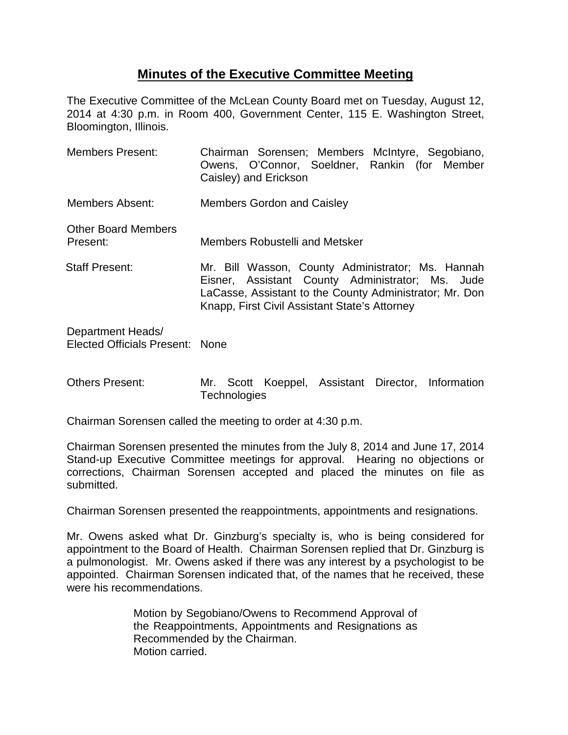# Minutes of the Executive Committee Meeting

The Executive Committee of the McLean County Board met on Tuesday, August 12, 2014 at 4:30 p.m. in Room 400, Government Center, 115 E. Washington Street, Bloomington, Illinois.

| | |
|---|---|
| Members Present: | Chairman Sorensen; Members McIntyre, Segobiano, Owens, O'Connor, Soeldner, Rankin (for Member Caisley) and Erickson |
| Members Absent: | Members Gordon and Caisley |
| Other Board Members Present: | Members Robustelli and Metsker |
| Staff Present: | Mr. Bill Wasson, County Administrator; Ms. Hannah Eisner, Assistant County Administrator; Ms. Jude LaCasse, Assistant to the County Administrator; Mr. Don Knapp, First Civil Assistant State's Attorney |
| Department Heads/ Elected Officials Present: | None |
| Others Present: | Mr. Scott Koeppel, Assistant Director, Information Technologies |

Chairman Sorensen called the meeting to order at 4:30 p.m.

Chairman Sorensen presented the minutes from the July 8, 2014 and June 17, 2014 Stand-up Executive Committee meetings for approval. Hearing no objections or corrections, Chairman Sorensen accepted and placed the minutes on file as submitted.

Chairman Sorensen presented the reappointments, appointments and resignations.

Mr. Owens asked what Dr. Ginzburg's specialty is, who is being considered for appointment to the Board of Health. Chairman Sorensen replied that Dr. Ginzburg is a pulmonologist. Mr. Owens asked if there was any interest by a psychologist to be appointed. Chairman Sorensen indicated that, of the names that he received, these were his recommendations.

> Motion by Segobiano/Owens to Recommend Approval of the Reappointments, Appointments and Resignations as Recommended by the Chairman.
> Motion carried.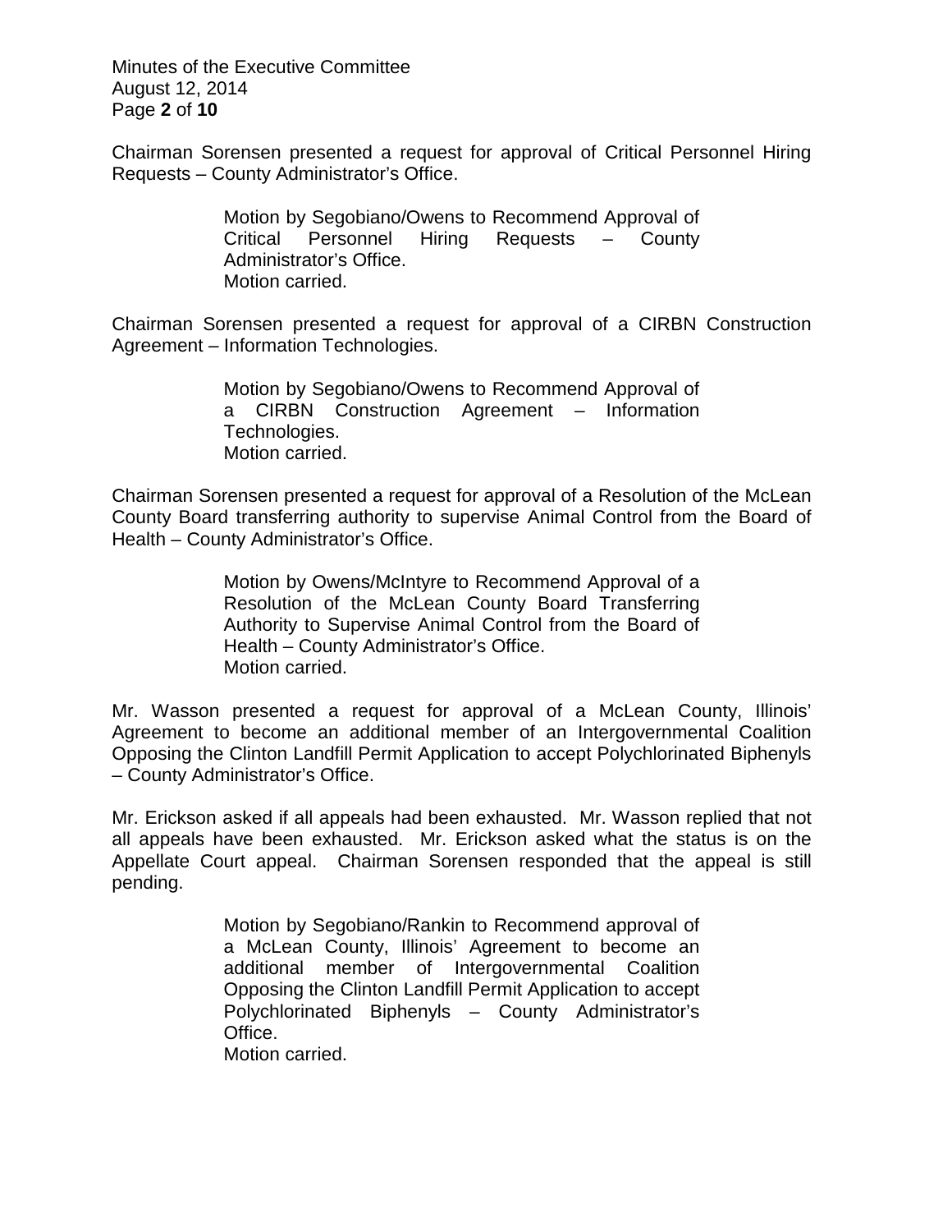Chairman Sorensen presented a request for approval of Critical Personnel Hiring Requests – County Administrator's Office.

> Motion by Segobiano/Owens to Recommend Approval of Critical Personnel Hiring Requests – County Administrator's Office.
> Motion carried.

Chairman Sorensen presented a request for approval of a CIRBN Construction Agreement – Information Technologies.

> Motion by Segobiano/Owens to Recommend Approval of a CIRBN Construction Agreement – Information Technologies.
> Motion carried.

Chairman Sorensen presented a request for approval of a Resolution of the McLean County Board transferring authority to supervise Animal Control from the Board of Health – County Administrator's Office.

> Motion by Owens/McIntyre to Recommend Approval of a Resolution of the McLean County Board Transferring Authority to Supervise Animal Control from the Board of Health – County Administrator's Office.
> Motion carried.

Mr. Wasson presented a request for approval of a McLean County, Illinois' Agreement to become an additional member of an Intergovernmental Coalition Opposing the Clinton Landfill Permit Application to accept Polychlorinated Biphenyls – County Administrator's Office.

Mr. Erickson asked if all appeals had been exhausted. Mr. Wasson replied that not all appeals have been exhausted. Mr. Erickson asked what the status is on the Appellate Court appeal. Chairman Sorensen responded that the appeal is still pending.

> Motion by Segobiano/Rankin to Recommend approval of a McLean County, Illinois' Agreement to become an additional member of Intergovernmental Coalition Opposing the Clinton Landfill Permit Application to accept Polychlorinated Biphenyls – County Administrator's Office.
> Motion carried.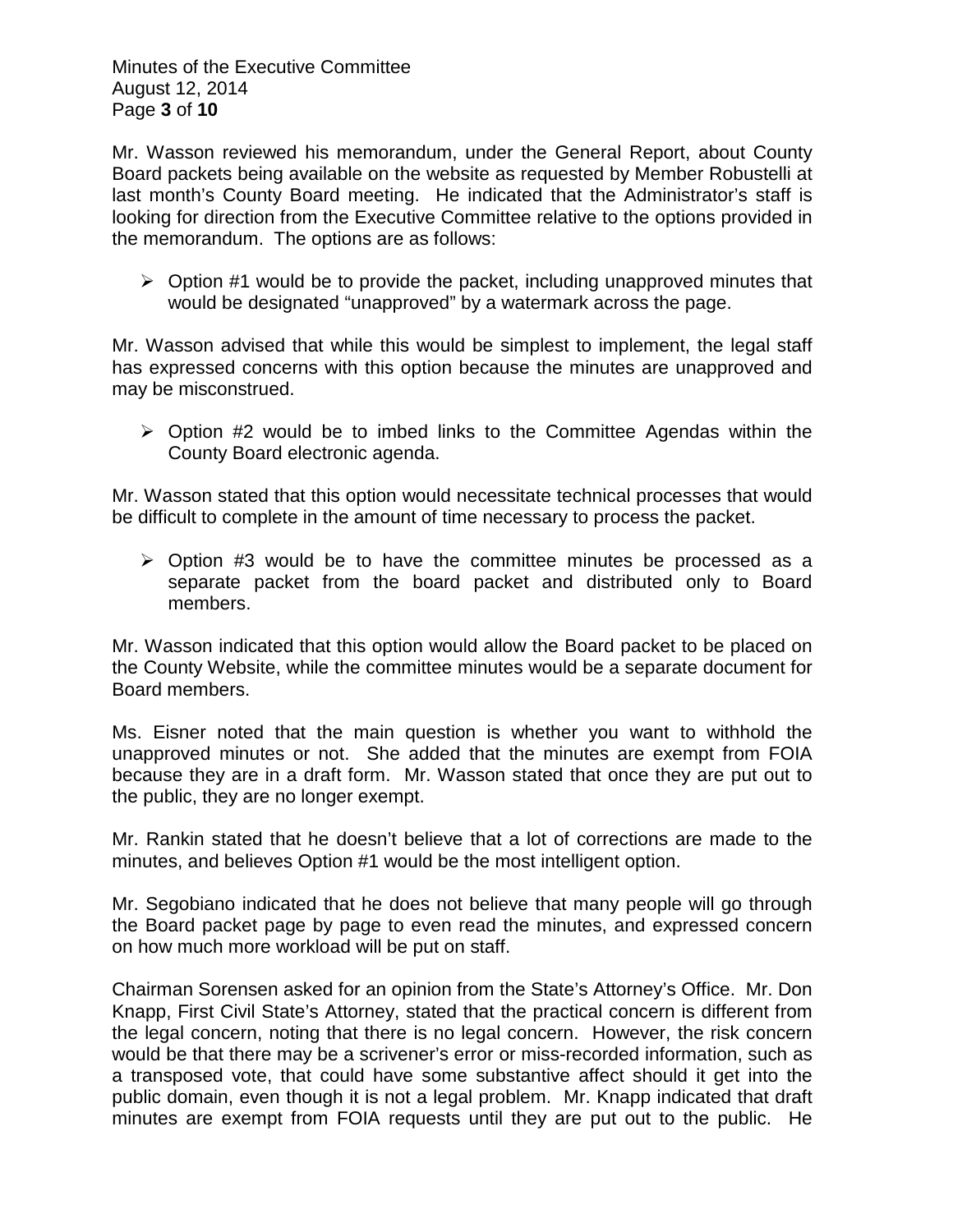Mr. Wasson reviewed his memorandum, under the General Report, about County Board packets being available on the website as requested by Member Robustelli at last month's County Board meeting. He indicated that the Administrator's staff is looking for direction from the Executive Committee relative to the options provided in the memorandum. The options are as follows:

- Option #1 would be to provide the packet, including unapproved minutes that would be designated "unapproved" by a watermark across the page.

Mr. Wasson advised that while this would be simplest to implement, the legal staff has expressed concerns with this option because the minutes are unapproved and may be misconstrued.

- Option #2 would be to imbed links to the Committee Agendas within the County Board electronic agenda.

Mr. Wasson stated that this option would necessitate technical processes that would be difficult to complete in the amount of time necessary to process the packet.

- Option #3 would be to have the committee minutes be processed as a separate packet from the board packet and distributed only to Board members.

Mr. Wasson indicated that this option would allow the Board packet to be placed on the County Website, while the committee minutes would be a separate document for Board members.

Ms. Eisner noted that the main question is whether you want to withhold the unapproved minutes or not. She added that the minutes are exempt from FOIA because they are in a draft form. Mr. Wasson stated that once they are put out to the public, they are no longer exempt.

Mr. Rankin stated that he doesn't believe that a lot of corrections are made to the minutes, and believes Option #1 would be the most intelligent option.

Mr. Segobiano indicated that he does not believe that many people will go through the Board packet page by page to even read the minutes, and expressed concern on how much more workload will be put on staff.

Chairman Sorensen asked for an opinion from the State's Attorney's Office. Mr. Don Knapp, First Civil State's Attorney, stated that the practical concern is different from the legal concern, noting that there is no legal concern. However, the risk concern would be that there may be a scrivener's error or miss-recorded information, such as a transposed vote, that could have some substantive affect should it get into the public domain, even though it is not a legal problem. Mr. Knapp indicated that draft minutes are exempt from FOIA requests until they are put out to the public. He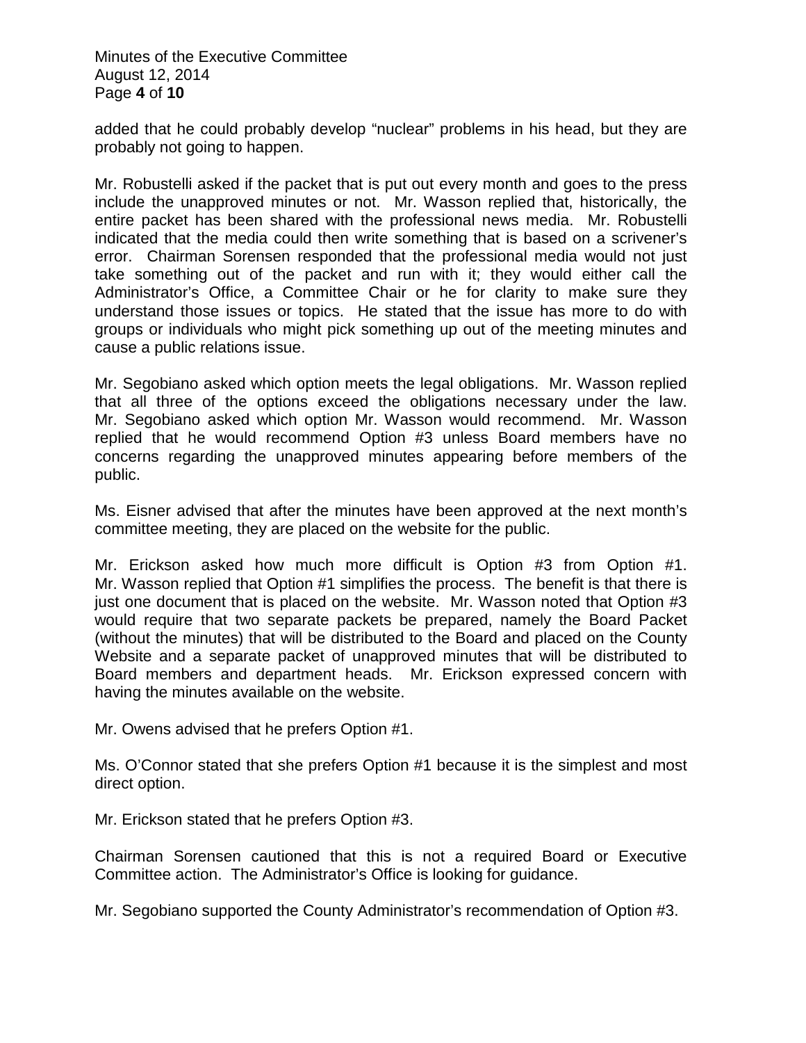added that he could probably develop "nuclear" problems in his head, but they are probably not going to happen.

Mr. Robustelli asked if the packet that is put out every month and goes to the press include the unapproved minutes or not. Mr. Wasson replied that, historically, the entire packet has been shared with the professional news media. Mr. Robustelli indicated that the media could then write something that is based on a scrivener's error. Chairman Sorensen responded that the professional media would not just take something out of the packet and run with it; they would either call the Administrator's Office, a Committee Chair or he for clarity to make sure they understand those issues or topics. He stated that the issue has more to do with groups or individuals who might pick something up out of the meeting minutes and cause a public relations issue.

Mr. Segobiano asked which option meets the legal obligations. Mr. Wasson replied that all three of the options exceed the obligations necessary under the law. Mr. Segobiano asked which option Mr. Wasson would recommend. Mr. Wasson replied that he would recommend Option #3 unless Board members have no concerns regarding the unapproved minutes appearing before members of the public.

Ms. Eisner advised that after the minutes have been approved at the next month's committee meeting, they are placed on the website for the public.

Mr. Erickson asked how much more difficult is Option #3 from Option #1. Mr. Wasson replied that Option #1 simplifies the process. The benefit is that there is just one document that is placed on the website. Mr. Wasson noted that Option #3 would require that two separate packets be prepared, namely the Board Packet (without the minutes) that will be distributed to the Board and placed on the County Website and a separate packet of unapproved minutes that will be distributed to Board members and department heads. Mr. Erickson expressed concern with having the minutes available on the website.

Mr. Owens advised that he prefers Option #1.

Ms. O'Connor stated that she prefers Option #1 because it is the simplest and most direct option.

Mr. Erickson stated that he prefers Option #3.

Chairman Sorensen cautioned that this is not a required Board or Executive Committee action. The Administrator's Office is looking for guidance.

Mr. Segobiano supported the County Administrator's recommendation of Option #3.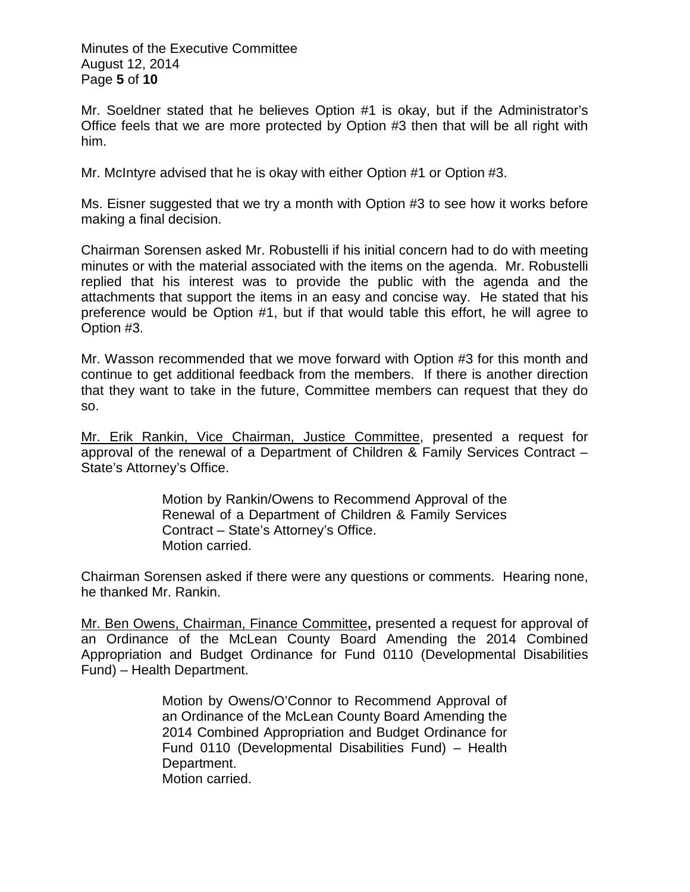Mr. Soeldner stated that he believes Option #1 is okay, but if the Administrator's Office feels that we are more protected by Option #3 then that will be all right with him.

Mr. McIntyre advised that he is okay with either Option #1 or Option #3.

Ms. Eisner suggested that we try a month with Option #3 to see how it works before making a final decision.

Chairman Sorensen asked Mr. Robustelli if his initial concern had to do with meeting minutes or with the material associated with the items on the agenda. Mr. Robustelli replied that his interest was to provide the public with the agenda and the attachments that support the items in an easy and concise way. He stated that his preference would be Option #1, but if that would table this effort, he will agree to Option #3.

Mr. Wasson recommended that we move forward with Option #3 for this month and continue to get additional feedback from the members. If there is another direction that they want to take in the future, Committee members can request that they do so.

Mr. Erik Rankin, Vice Chairman, Justice Committee, presented a request for approval of the renewal of a Department of Children & Family Services Contract – State's Attorney's Office.

> Motion by Rankin/Owens to Recommend Approval of the Renewal of a Department of Children & Family Services Contract – State's Attorney's Office.
> Motion carried.

Chairman Sorensen asked if there were any questions or comments. Hearing none, he thanked Mr. Rankin.

Mr. Ben Owens, Chairman, Finance Committee**,** presented a request for approval of an Ordinance of the McLean County Board Amending the 2014 Combined Appropriation and Budget Ordinance for Fund 0110 (Developmental Disabilities Fund) – Health Department.

> Motion by Owens/O'Connor to Recommend Approval of an Ordinance of the McLean County Board Amending the 2014 Combined Appropriation and Budget Ordinance for Fund 0110 (Developmental Disabilities Fund) – Health Department.
> Motion carried.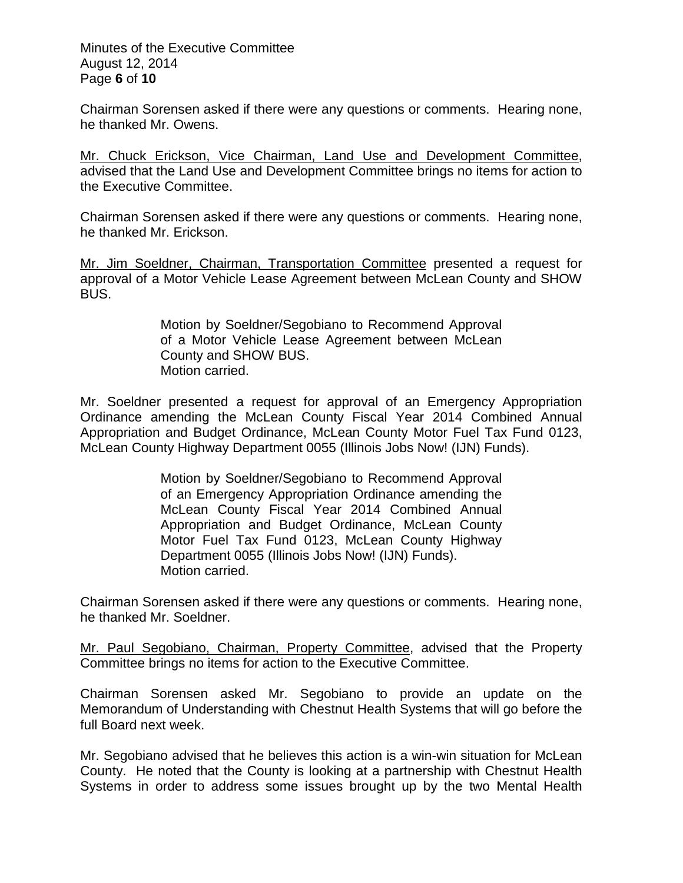Chairman Sorensen asked if there were any questions or comments. Hearing none, he thanked Mr. Owens.

Mr. Chuck Erickson, Vice Chairman, Land Use and Development Committee, advised that the Land Use and Development Committee brings no items for action to the Executive Committee.

Chairman Sorensen asked if there were any questions or comments. Hearing none, he thanked Mr. Erickson.

Mr. Jim Soeldner, Chairman, Transportation Committee presented a request for approval of a Motor Vehicle Lease Agreement between McLean County and SHOW BUS.

> Motion by Soeldner/Segobiano to Recommend Approval of a Motor Vehicle Lease Agreement between McLean County and SHOW BUS.
> Motion carried.

Mr. Soeldner presented a request for approval of an Emergency Appropriation Ordinance amending the McLean County Fiscal Year 2014 Combined Annual Appropriation and Budget Ordinance, McLean County Motor Fuel Tax Fund 0123, McLean County Highway Department 0055 (Illinois Jobs Now! (IJN) Funds).

> Motion by Soeldner/Segobiano to Recommend Approval of an Emergency Appropriation Ordinance amending the McLean County Fiscal Year 2014 Combined Annual Appropriation and Budget Ordinance, McLean County Motor Fuel Tax Fund 0123, McLean County Highway Department 0055 (Illinois Jobs Now! (IJN) Funds).
> Motion carried.

Chairman Sorensen asked if there were any questions or comments. Hearing none, he thanked Mr. Soeldner.

Mr. Paul Segobiano, Chairman, Property Committee, advised that the Property Committee brings no items for action to the Executive Committee.

Chairman Sorensen asked Mr. Segobiano to provide an update on the Memorandum of Understanding with Chestnut Health Systems that will go before the full Board next week.

Mr. Segobiano advised that he believes this action is a win-win situation for McLean County. He noted that the County is looking at a partnership with Chestnut Health Systems in order to address some issues brought up by the two Mental Health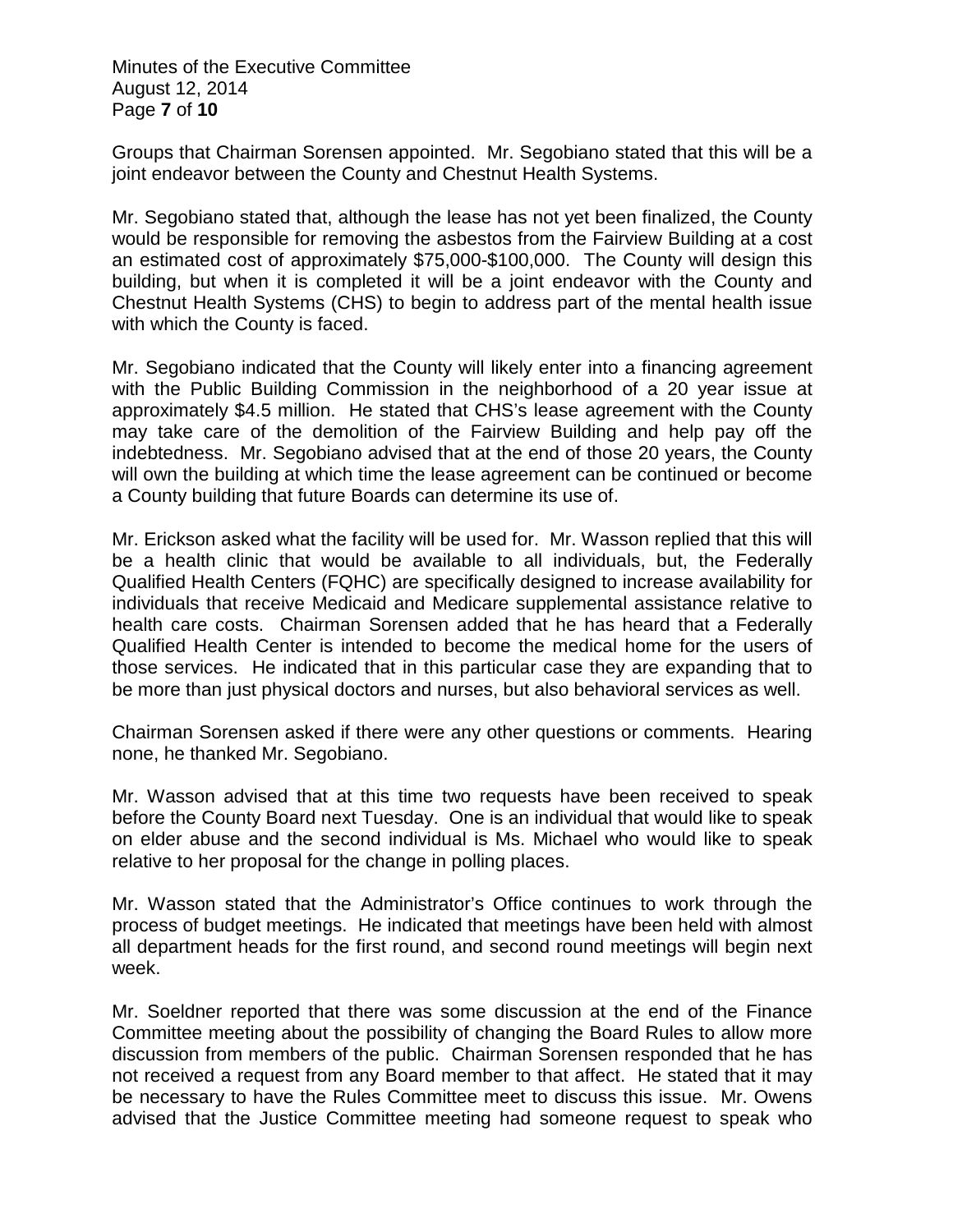Groups that Chairman Sorensen appointed. Mr. Segobiano stated that this will be a joint endeavor between the County and Chestnut Health Systems.

Mr. Segobiano stated that, although the lease has not yet been finalized, the County would be responsible for removing the asbestos from the Fairview Building at a cost an estimated cost of approximately $75,000-$100,000. The County will design this building, but when it is completed it will be a joint endeavor with the County and Chestnut Health Systems (CHS) to begin to address part of the mental health issue with which the County is faced.

Mr. Segobiano indicated that the County will likely enter into a financing agreement with the Public Building Commission in the neighborhood of a 20 year issue at approximately $4.5 million. He stated that CHS's lease agreement with the County may take care of the demolition of the Fairview Building and help pay off the indebtedness. Mr. Segobiano advised that at the end of those 20 years, the County will own the building at which time the lease agreement can be continued or become a County building that future Boards can determine its use of.

Mr. Erickson asked what the facility will be used for. Mr. Wasson replied that this will be a health clinic that would be available to all individuals, but, the Federally Qualified Health Centers (FQHC) are specifically designed to increase availability for individuals that receive Medicaid and Medicare supplemental assistance relative to health care costs. Chairman Sorensen added that he has heard that a Federally Qualified Health Center is intended to become the medical home for the users of those services. He indicated that in this particular case they are expanding that to be more than just physical doctors and nurses, but also behavioral services as well.

Chairman Sorensen asked if there were any other questions or comments. Hearing none, he thanked Mr. Segobiano.

Mr. Wasson advised that at this time two requests have been received to speak before the County Board next Tuesday. One is an individual that would like to speak on elder abuse and the second individual is Ms. Michael who would like to speak relative to her proposal for the change in polling places.

Mr. Wasson stated that the Administrator's Office continues to work through the process of budget meetings. He indicated that meetings have been held with almost all department heads for the first round, and second round meetings will begin next week.

Mr. Soeldner reported that there was some discussion at the end of the Finance Committee meeting about the possibility of changing the Board Rules to allow more discussion from members of the public. Chairman Sorensen responded that he has not received a request from any Board member to that affect. He stated that it may be necessary to have the Rules Committee meet to discuss this issue. Mr. Owens advised that the Justice Committee meeting had someone request to speak who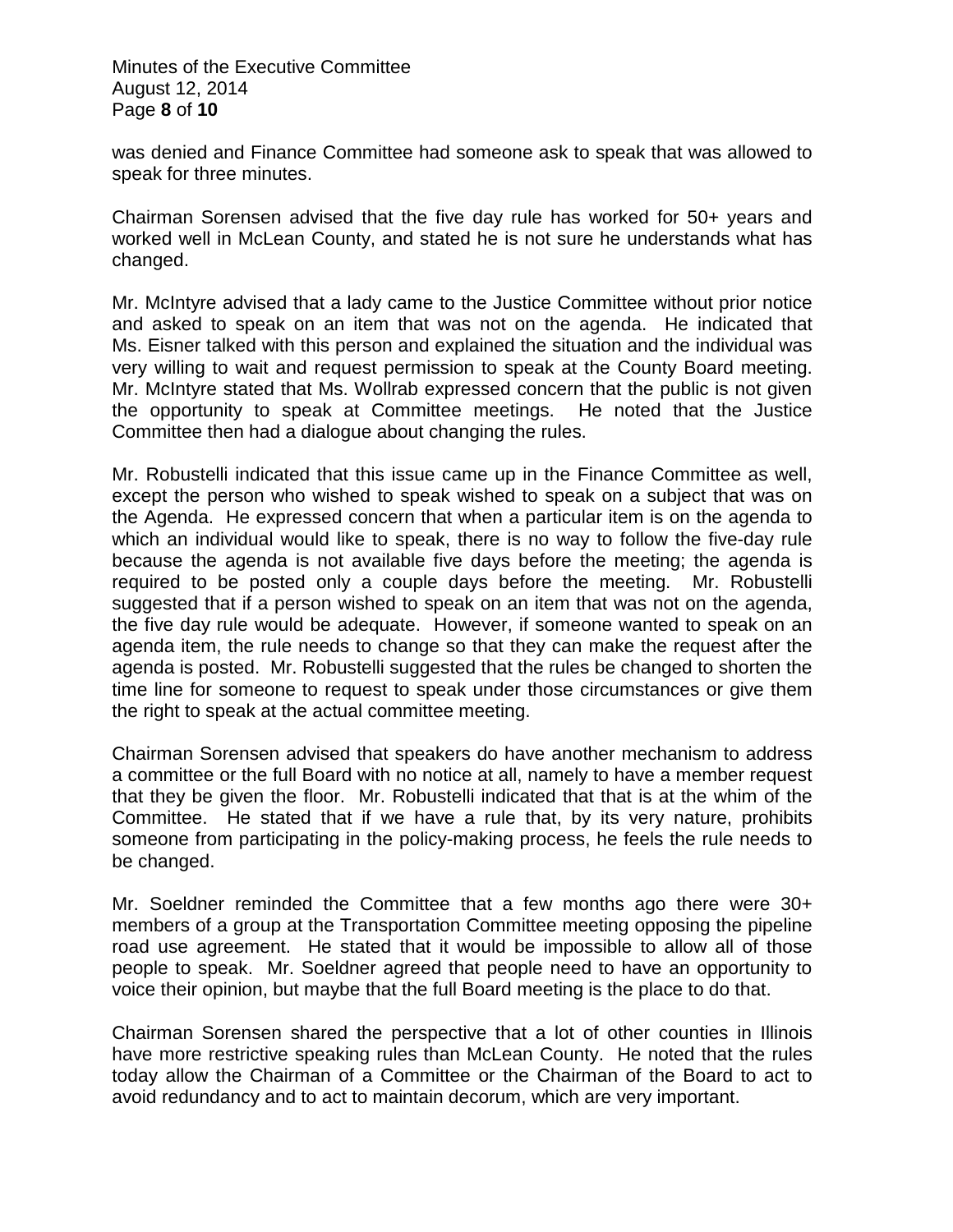was denied and Finance Committee had someone ask to speak that was allowed to speak for three minutes.

Chairman Sorensen advised that the five day rule has worked for 50+ years and worked well in McLean County, and stated he is not sure he understands what has changed.

Mr. McIntyre advised that a lady came to the Justice Committee without prior notice and asked to speak on an item that was not on the agenda. He indicated that Ms. Eisner talked with this person and explained the situation and the individual was very willing to wait and request permission to speak at the County Board meeting. Mr. McIntyre stated that Ms. Wollrab expressed concern that the public is not given the opportunity to speak at Committee meetings. He noted that the Justice Committee then had a dialogue about changing the rules.

Mr. Robustelli indicated that this issue came up in the Finance Committee as well, except the person who wished to speak wished to speak on a subject that was on the Agenda. He expressed concern that when a particular item is on the agenda to which an individual would like to speak, there is no way to follow the five-day rule because the agenda is not available five days before the meeting; the agenda is required to be posted only a couple days before the meeting. Mr. Robustelli suggested that if a person wished to speak on an item that was not on the agenda, the five day rule would be adequate. However, if someone wanted to speak on an agenda item, the rule needs to change so that they can make the request after the agenda is posted. Mr. Robustelli suggested that the rules be changed to shorten the time line for someone to request to speak under those circumstances or give them the right to speak at the actual committee meeting.

Chairman Sorensen advised that speakers do have another mechanism to address a committee or the full Board with no notice at all, namely to have a member request that they be given the floor. Mr. Robustelli indicated that that is at the whim of the Committee. He stated that if we have a rule that, by its very nature, prohibits someone from participating in the policy-making process, he feels the rule needs to be changed.

Mr. Soeldner reminded the Committee that a few months ago there were 30+ members of a group at the Transportation Committee meeting opposing the pipeline road use agreement. He stated that it would be impossible to allow all of those people to speak. Mr. Soeldner agreed that people need to have an opportunity to voice their opinion, but maybe that the full Board meeting is the place to do that.

Chairman Sorensen shared the perspective that a lot of other counties in Illinois have more restrictive speaking rules than McLean County. He noted that the rules today allow the Chairman of a Committee or the Chairman of the Board to act to avoid redundancy and to act to maintain decorum, which are very important.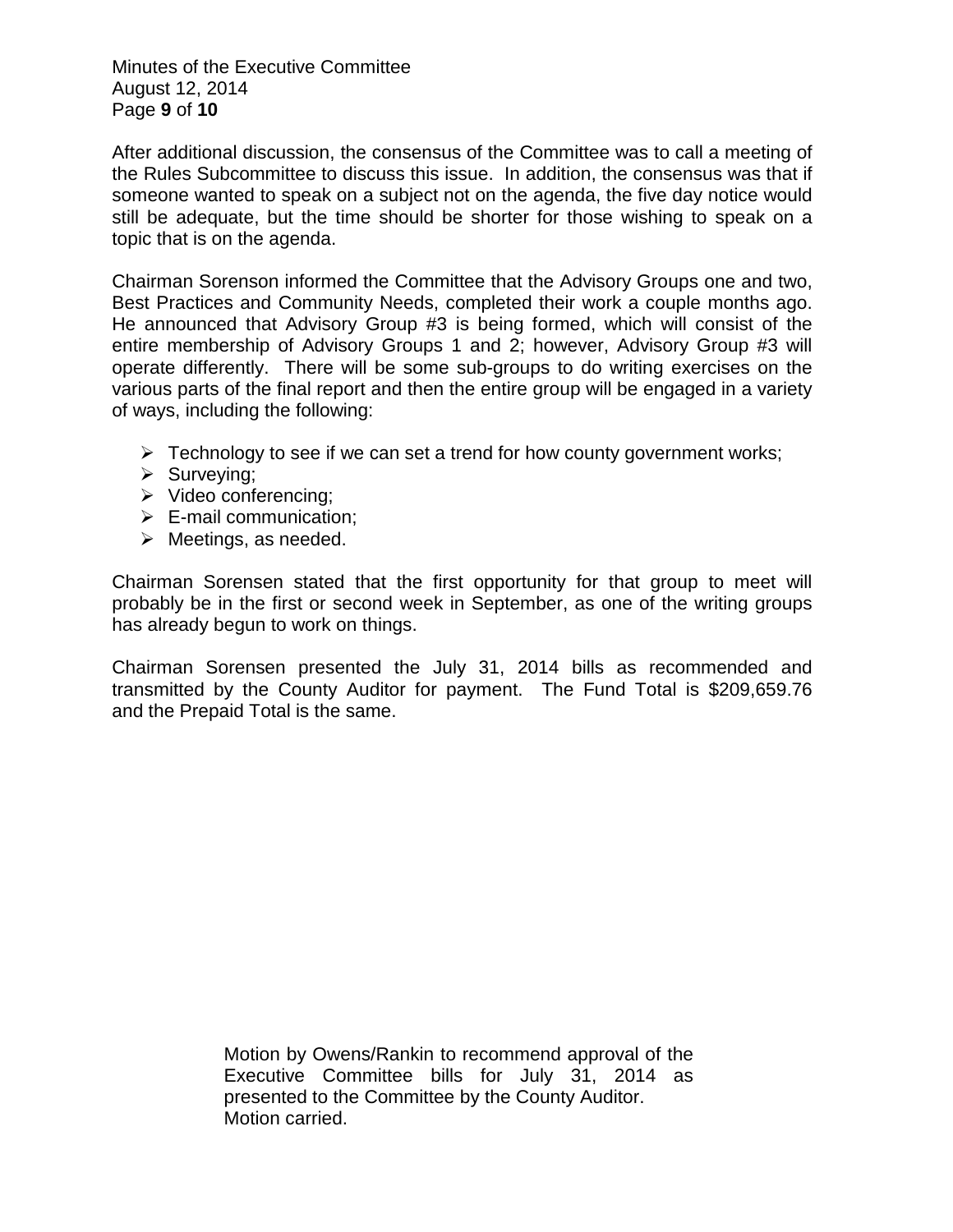After additional discussion, the consensus of the Committee was to call a meeting of the Rules Subcommittee to discuss this issue. In addition, the consensus was that if someone wanted to speak on a subject not on the agenda, the five day notice would still be adequate, but the time should be shorter for those wishing to speak on a topic that is on the agenda.

Chairman Sorenson informed the Committee that the Advisory Groups one and two, Best Practices and Community Needs, completed their work a couple months ago. He announced that Advisory Group #3 is being formed, which will consist of the entire membership of Advisory Groups 1 and 2; however, Advisory Group #3 will operate differently. There will be some sub-groups to do writing exercises on the various parts of the final report and then the entire group will be engaged in a variety of ways, including the following:

- Technology to see if we can set a trend for how county government works;
- Surveying;
- Video conferencing;
- E-mail communication;
- Meetings, as needed.

Chairman Sorensen stated that the first opportunity for that group to meet will probably be in the first or second week in September, as one of the writing groups has already begun to work on things.

Chairman Sorensen presented the July 31, 2014 bills as recommended and transmitted by the County Auditor for payment. The Fund Total is $209,659.76 and the Prepaid Total is the same.

> Motion by Owens/Rankin to recommend approval of the Executive Committee bills for July 31, 2014 as presented to the Committee by the County Auditor.
> Motion carried.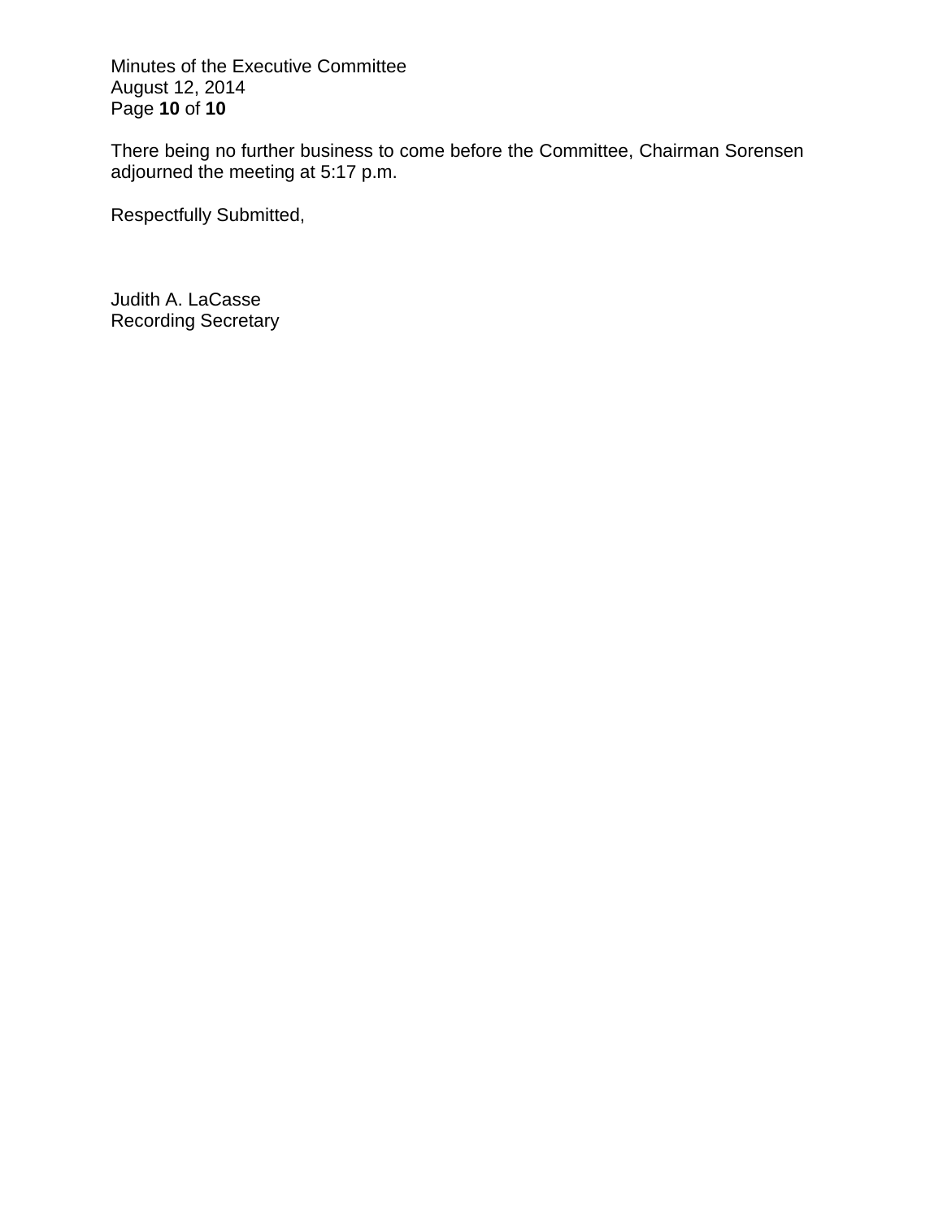There being no further business to come before the Committee, Chairman Sorensen adjourned the meeting at 5:17 p.m.

Respectfully Submitted,

Judith A. LaCasse
Recording Secretary